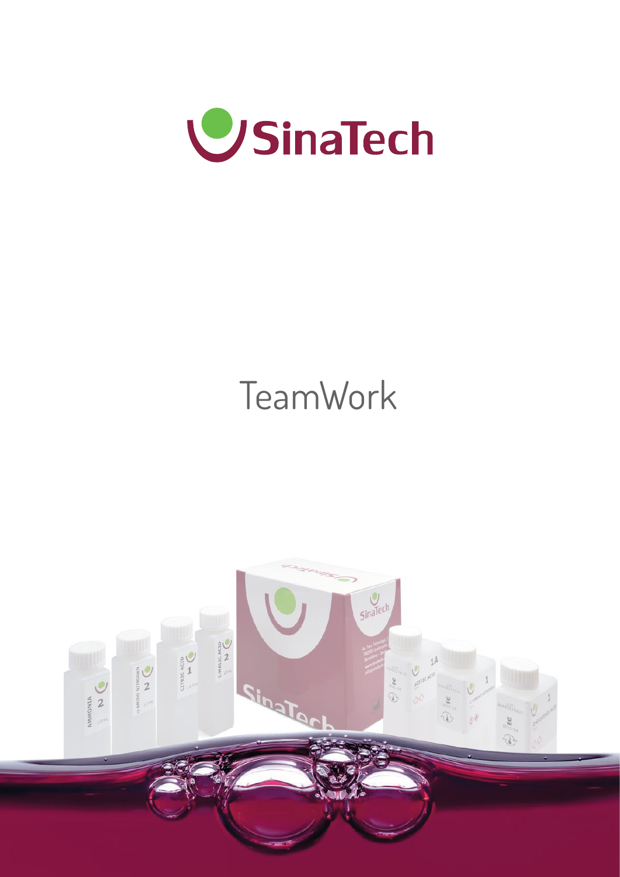SinaTech

# TeamWork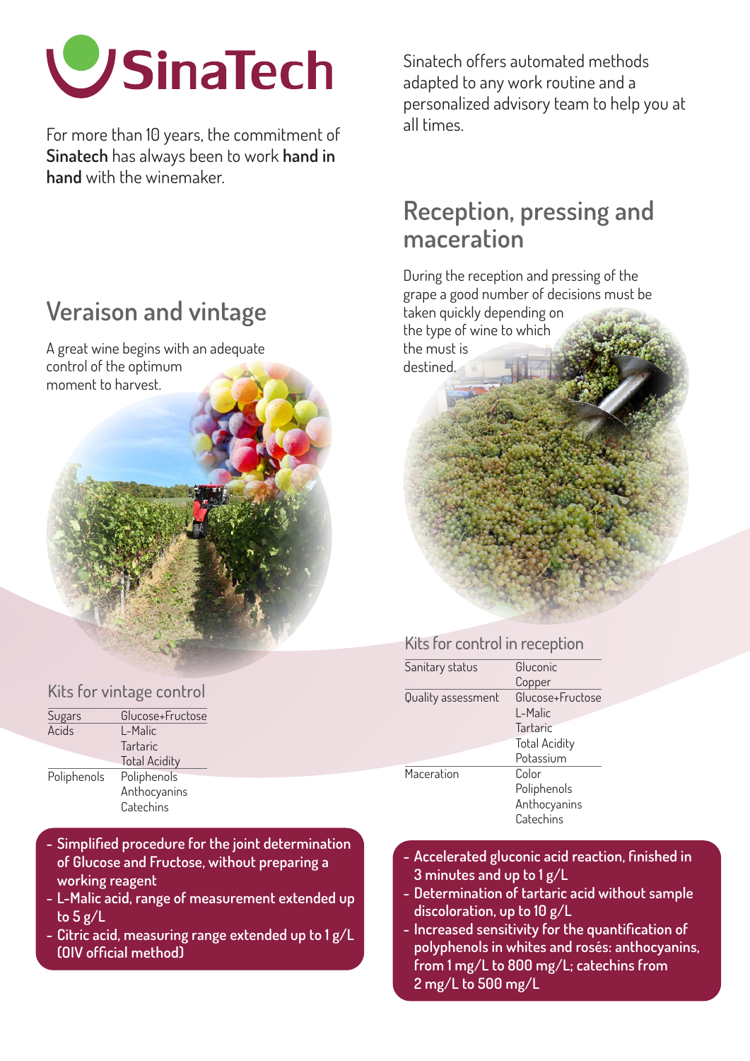# SinaTech

For more than 10 years, the commitment of **Sinatech** has always been to work **hand in hand** with the winemaker.

Sinatech offers automated methods adapted to any work routine and a personalized advisory team to help you at all times.

## Veraison and vintage

A great wine begins with an adequate control of the optimum moment to harvest.

### Kits for vintage control

| | |
|---|---|
| Sugars | Glucose+Fructose |
| Acids | L-Malic |
| | Tartaric |
| | Total Acidity |
| Poliphenols | Poliphenols |
| | Anthocyanins |
| | Catechins |

- Simplified procedure for the joint determination of Glucose and Fructose, without preparing a working reagent
- L-Malic acid, range of measurement extended up to 5 g/L
- Citric acid, measuring range extended up to 1 g/L (OIV official method)

## Reception, pressing and maceration

During the reception and pressing of the grape a good number of decisions must be taken quickly depending on the type of wine to which the must is destined.

### Kits for control in reception

| | |
|---|---|
| Sanitary status | Gluconic |
| | Copper |
| Quality assessment | Glucose+Fructose |
| | L-Malic |
| | Tartaric |
| | Total Acidity |
| | Potassium |
| Maceration | Color |
| | Poliphenols |
| | Anthocyanins |
| | Catechins |

- Accelerated gluconic acid reaction, finished in 3 minutes and up to 1 g/L
- Determination of tartaric acid without sample discoloration, up to 10 g/L
- Increased sensitivity for the quantification of polyphenols in whites and rosés: anthocyanins, from 1 mg/L to 800 mg/L; catechins from 2 mg/L to 500 mg/L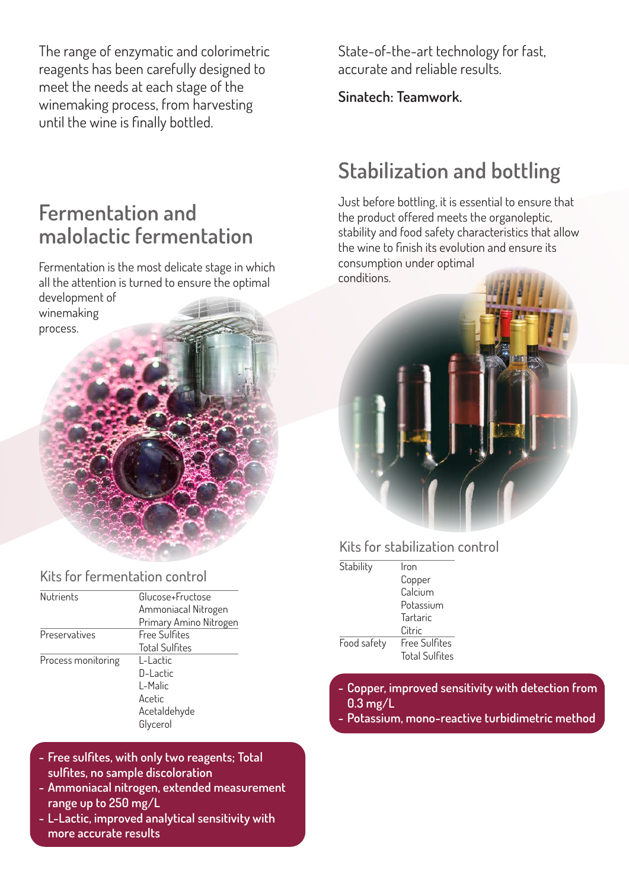The range of enzymatic and colorimetric reagents has been carefully designed to meet the needs at each stage of the winemaking process, from harvesting until the wine is finally bottled.

State-of-the-art technology for fast, accurate and reliable results.

**Sinatech: Teamwork.**

## Fermentation and malolactic fermentation

Fermentation is the most delicate stage in which all the attention is turned to ensure the optimal development of winemaking process.

### Kits for fermentation control

| | |
|---|---|
| Nutrients | Glucose+Fructose<br>Ammoniacal Nitrogen<br>Primary Amino Nitrogen |
| Preservatives | Free Sulfites<br>Total Sulfites |
| Process monitoring | L-Lactic<br>D-Lactic<br>L-Malic<br>Acetic<br>Acetaldehyde<br>Glycerol |

- **Free sulfites, with only two reagents; Total sulfites, no sample discoloration**
- **Ammoniacal nitrogen, extended measurement range up to 250 mg/L**
- **L-Lactic, improved analytical sensitivity with more accurate results**

## Stabilization and bottling

Just before bottling, it is essential to ensure that the product offered meets the organoleptic, stability and food safety characteristics that allow the wine to finish its evolution and ensure its consumption under optimal conditions.

### Kits for stabilization control

| | |
|---|---|
| Stability | Iron<br>Copper<br>Calcium<br>Potassium<br>Tartaric<br>Citric |
| Food safety | Free Sulfites<br>Total Sulfites |

- **Copper, improved sensitivity with detection from 0.3 mg/L**
- **Potassium, mono-reactive turbidimetric method**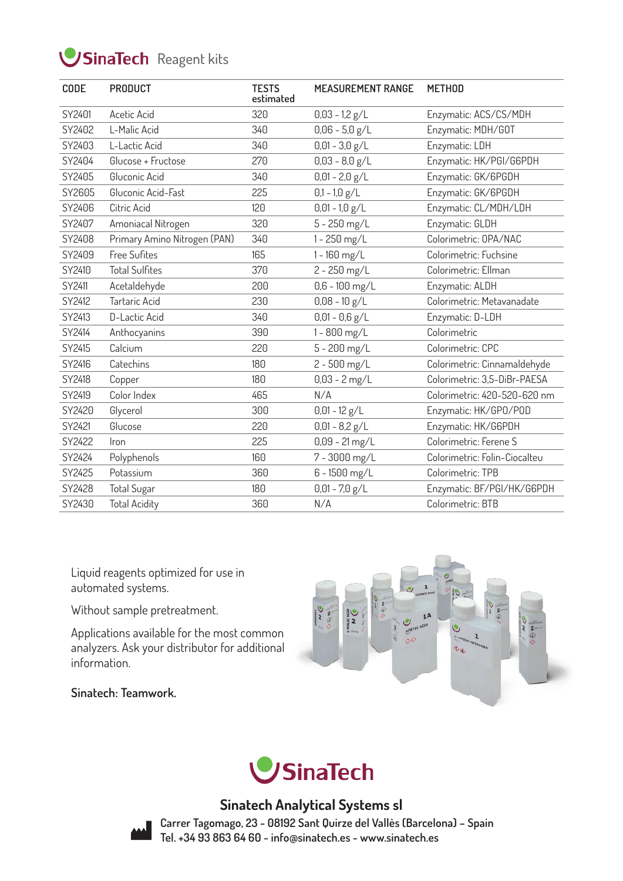# SinaTech Reagent kits

| CODE | PRODUCT | TESTS estimated | MEASUREMENT RANGE | METHOD |
|---|---|---|---|---|
| SY2401 | Acetic Acid | 320 | 0,03 - 1,2 g/L | Enzymatic: ACS/CS/MDH |
| SY2402 | L-Malic Acid | 340 | 0,06 - 5,0 g/L | Enzymatic: MDH/GOT |
| SY2403 | L-Lactic Acid | 340 | 0,01 - 3,0 g/L | Enzymatic: LDH |
| SY2404 | Glucose + Fructose | 270 | 0,03 - 8,0 g/L | Enzymatic: HK/PGI/G6PDH |
| SY2405 | Gluconic Acid | 340 | 0,01 - 2,0 g/L | Enzymatic: GK/6PGDH |
| SY2605 | Gluconic Acid-Fast | 225 | 0,1 - 1,0 g/L | Enzymatic: GK/6PGDH |
| SY2406 | Citric Acid | 120 | 0,01 - 1,0 g/L | Enzymatic: CL/MDH/LDH |
| SY2407 | Amoniacal Nitrogen | 320 | 5 - 250 mg/L | Enzymatic: GLDH |
| SY2408 | Primary Amino Nitrogen (PAN) | 340 | 1 - 250 mg/L | Colorimetric: OPA/NAC |
| SY2409 | Free Sufites | 165 | 1 - 160 mg/L | Colorimetric: Fuchsine |
| SY2410 | Total Sulfites | 370 | 2 - 250 mg/L | Colorimetric: Ellman |
| SY2411 | Acetaldehyde | 200 | 0,6 - 100 mg/L | Enzymatic: ALDH |
| SY2412 | Tartaric Acid | 230 | 0,08 - 10 g/L | Colorimetric: Metavanadate |
| SY2413 | D-Lactic Acid | 340 | 0,01 - 0,6 g/L | Enzymatic: D-LDH |
| SY2414 | Anthocyanins | 390 | 1 - 800 mg/L | Colorimetric |
| SY2415 | Calcium | 220 | 5 - 200 mg/L | Colorimetric: CPC |
| SY2416 | Catechins | 180 | 2 - 500 mg/L | Colorimetric: Cinnamaldehyde |
| SY2418 | Copper | 180 | 0,03 - 2 mg/L | Colorimetric: 3,5-DiBr-PAESA |
| SY2419 | Color Index | 465 | N/A | Colorimetric: 420-520-620 nm |
| SY2420 | Glycerol | 300 | 0,01 - 12 g/L | Enzymatic: HK/GPO/POD |
| SY2421 | Glucose | 220 | 0,01 - 8,2 g/L | Enzymatic: HK/G6PDH |
| SY2422 | Iron | 225 | 0,09 - 21 mg/L | Colorimetric: Ferene S |
| SY2424 | Polyphenols | 160 | 7 - 3000 mg/L | Colorimetric: Folin-Ciocalteu |
| SY2425 | Potassium | 360 | 6 - 1500 mg/L | Colorimetric: TPB |
| SY2428 | Total Sugar | 180 | 0,01 - 7,0 g/L | Enzymatic: BF/PGI/HK/G6PDH |
| SY2430 | Total Acidity | 360 | N/A | Colorimetric: BTB |

Liquid reagents optimized for use in automated systems.

Without sample pretreatment.

Applications available for the most common analyzers. Ask your distributor for additional information.

**Sinatech: Teamwork.**

SinaTech

**Sinatech Analytical Systems sl**

Carrer Tagomago, 23 - 08192 Sant Quirze del Vallès (Barcelona) - Spain
Tel. +34 93 863 64 60 - info@sinatech.es - www.sinatech.es